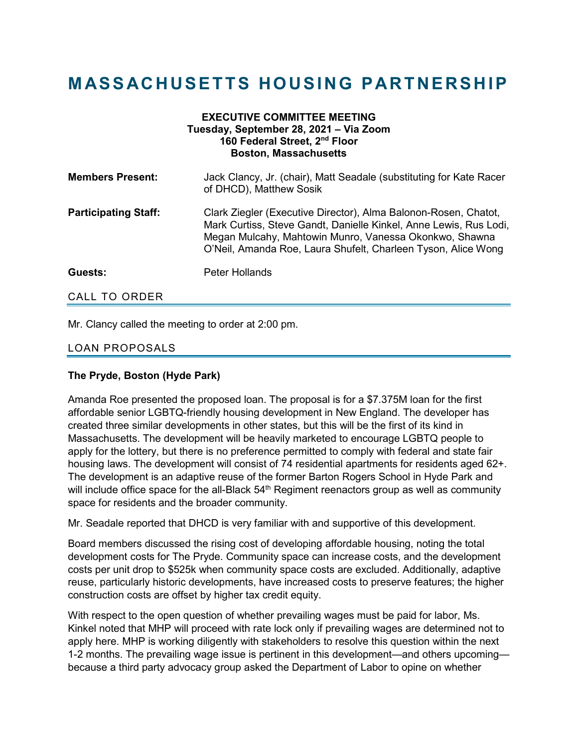# MASSACHUSETTS HOUSING PARTNERSHIP

**EXECUTIVE COMMITTEE MEETING**
**Tuesday, September 28, 2021 – Via Zoom**
**160 Federal Street, 2nd Floor**
**Boston, Massachusetts**

| | |
|---|---|
| **Members Present:** | Jack Clancy, Jr. (chair), Matt Seadale (substituting for Kate Racer of DHCD), Matthew Sosik |
| **Participating Staff:** | Clark Ziegler (Executive Director), Alma Balonon-Rosen, Chatot, Mark Curtiss, Steve Gandt, Danielle Kinkel, Anne Lewis, Rus Lodi, Megan Mulcahy, Mahtowin Munro, Vanessa Okonkwo, Shawna O'Neil, Amanda Roe, Laura Shufelt, Charleen Tyson, Alice Wong |
| **Guests:** | Peter Hollands |

## CALL TO ORDER

Mr. Clancy called the meeting to order at 2:00 pm.

## LOAN PROPOSALS

**The Pryde, Boston (Hyde Park)**

Amanda Roe presented the proposed loan. The proposal is for a $7.375M loan for the first affordable senior LGBTQ-friendly housing development in New England. The developer has created three similar developments in other states, but this will be the first of its kind in Massachusetts. The development will be heavily marketed to encourage LGBTQ people to apply for the lottery, but there is no preference permitted to comply with federal and state fair housing laws. The development will consist of 74 residential apartments for residents aged 62+. The development is an adaptive reuse of the former Barton Rogers School in Hyde Park and will include office space for the all-Black 54th Regiment reenactors group as well as community space for residents and the broader community.

Mr. Seadale reported that DHCD is very familiar with and supportive of this development.

Board members discussed the rising cost of developing affordable housing, noting the total development costs for The Pryde. Community space can increase costs, and the development costs per unit drop to $525k when community space costs are excluded. Additionally, adaptive reuse, particularly historic developments, have increased costs to preserve features; the higher construction costs are offset by higher tax credit equity.

With respect to the open question of whether prevailing wages must be paid for labor, Ms. Kinkel noted that MHP will proceed with rate lock only if prevailing wages are determined not to apply here. MHP is working diligently with stakeholders to resolve this question within the next 1-2 months. The prevailing wage issue is pertinent in this development—and others upcoming—because a third party advocacy group asked the Department of Labor to opine on whether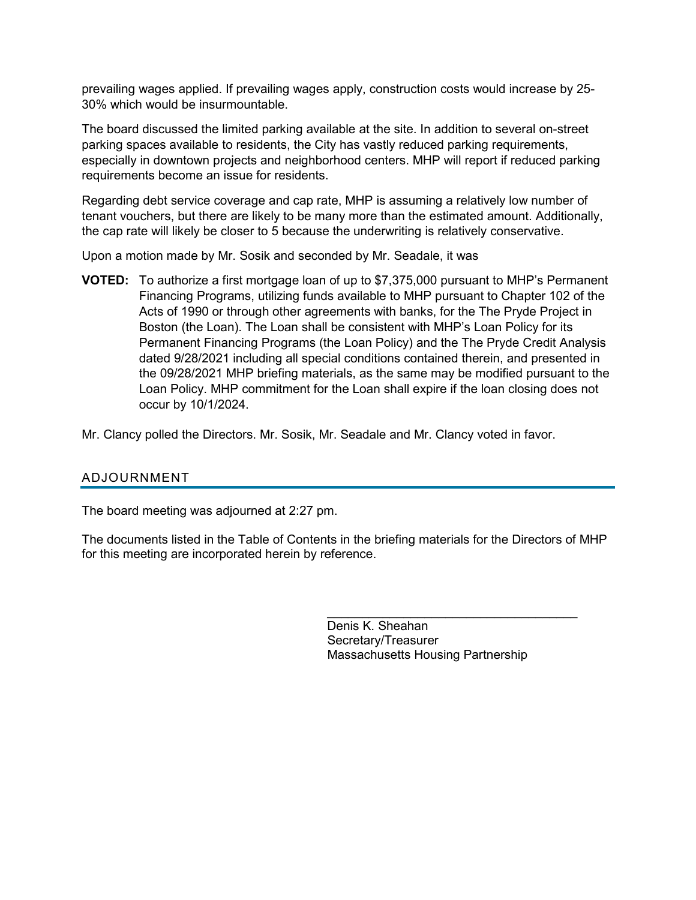prevailing wages applied. If prevailing wages apply, construction costs would increase by 25-30% which would be insurmountable.

The board discussed the limited parking available at the site. In addition to several on-street parking spaces available to residents, the City has vastly reduced parking requirements, especially in downtown projects and neighborhood centers. MHP will report if reduced parking requirements become an issue for residents.

Regarding debt service coverage and cap rate, MHP is assuming a relatively low number of tenant vouchers, but there are likely to be many more than the estimated amount. Additionally, the cap rate will likely be closer to 5 because the underwriting is relatively conservative.

Upon a motion made by Mr. Sosik and seconded by Mr. Seadale, it was

**VOTED:** To authorize a first mortgage loan of up to $7,375,000 pursuant to MHP's Permanent Financing Programs, utilizing funds available to MHP pursuant to Chapter 102 of the Acts of 1990 or through other agreements with banks, for the The Pryde Project in Boston (the Loan). The Loan shall be consistent with MHP's Loan Policy for its Permanent Financing Programs (the Loan Policy) and the The Pryde Credit Analysis dated 9/28/2021 including all special conditions contained therein, and presented in the 09/28/2021 MHP briefing materials, as the same may be modified pursuant to the Loan Policy. MHP commitment for the Loan shall expire if the loan closing does not occur by 10/1/2024.

Mr. Clancy polled the Directors. Mr. Sosik, Mr. Seadale and Mr. Clancy voted in favor.

## ADJOURNMENT

The board meeting was adjourned at 2:27 pm.

The documents listed in the Table of Contents in the briefing materials for the Directors of MHP for this meeting are incorporated herein by reference.

\_\_\_\_\_\_\_\_\_\_\_\_\_\_\_\_\_\_\_\_\_\_\_\_\_\_\_\_\_\_\_\_\_\_\_\_

Denis K. Sheahan
Secretary/Treasurer
Massachusetts Housing Partnership